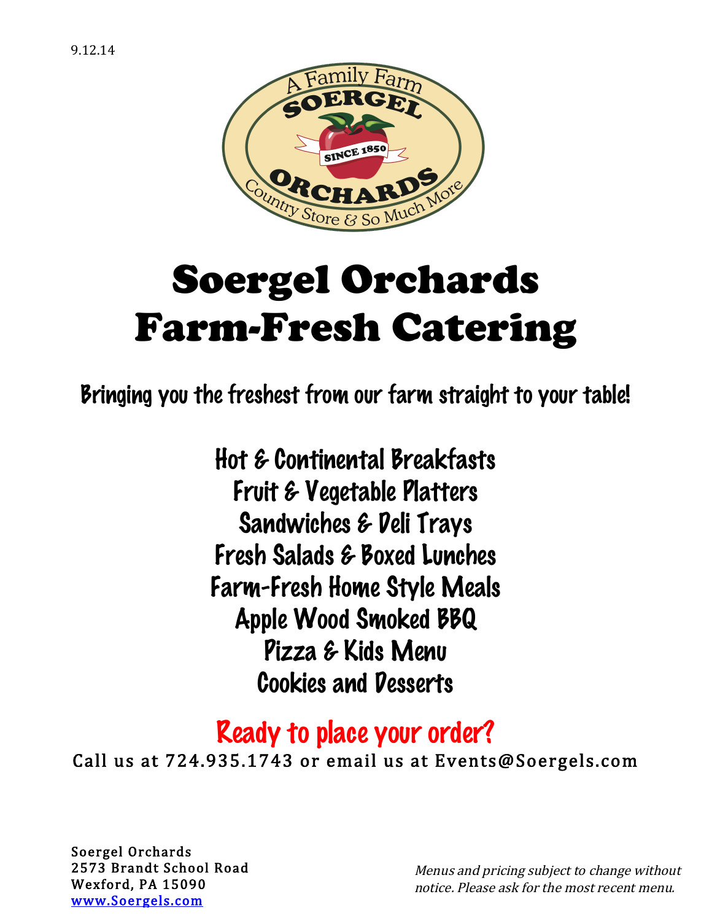9.12.14

A Family Farm
SOERGEL
SINCE 1850
ORCHARDS
Country Store & So Much More

# Soergel Orchards Farm-Fresh Catering

Bringing you the freshest from our farm straight to your table!

Hot & Continental Breakfasts
Fruit & Vegetable Platters
Sandwiches & Deli Trays
Fresh Salads & Boxed Lunches
Farm-Fresh Home Style Meals
Apple Wood Smoked BBQ
Pizza & Kids Menu
Cookies and Desserts

## Ready to place your order?

Call us at 724.935.1743 or email us at Events@Soergels.com

Soergel Orchards
2573 Brandt School Road
Wexford, PA 15090
www.Soergels.com

*Menus and pricing subject to change without notice. Please ask for the most recent menu.*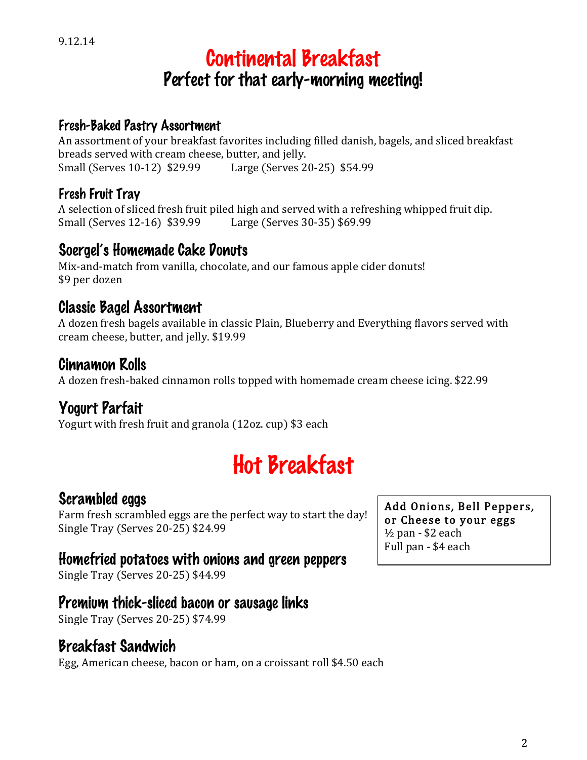9.12.14

# Continental Breakfast

## Perfect for that early-morning meeting!

### Fresh-Baked Pastry Assortment

An assortment of your breakfast favorites including filled danish, bagels, and sliced breakfast breads served with cream cheese, butter, and jelly.
Small (Serves 10-12) $29.99 Large (Serves 20-25) $54.99

### Fresh Fruit Tray

A selection of sliced fresh fruit piled high and served with a refreshing whipped fruit dip.
Small (Serves 12-16) $39.99 Large (Serves 30-35) $69.99

### Soergel's Homemade Cake Donuts

Mix-and-match from vanilla, chocolate, and our famous apple cider donuts!
$9 per dozen

### Classic Bagel Assortment

A dozen fresh bagels available in classic Plain, Blueberry and Everything flavors served with cream cheese, butter, and jelly. $19.99

### Cinnamon Rolls

A dozen fresh-baked cinnamon rolls topped with homemade cream cheese icing. $22.99

### Yogurt Parfait

Yogurt with fresh fruit and granola (12oz. cup) $3 each

# Hot Breakfast

### Scrambled eggs

Farm fresh scrambled eggs are the perfect way to start the day!
Single Tray (Serves 20-25) $24.99

**Add Onions, Bell Peppers, or Cheese to your eggs**
½ pan - $2 each
Full pan - $4 each

### Homefried potatoes with onions and green peppers

Single Tray (Serves 20-25) $44.99

### Premium thick-sliced bacon or sausage links

Single Tray (Serves 20-25) $74.99

### Breakfast Sandwich

Egg, American cheese, bacon or ham, on a croissant roll $4.50 each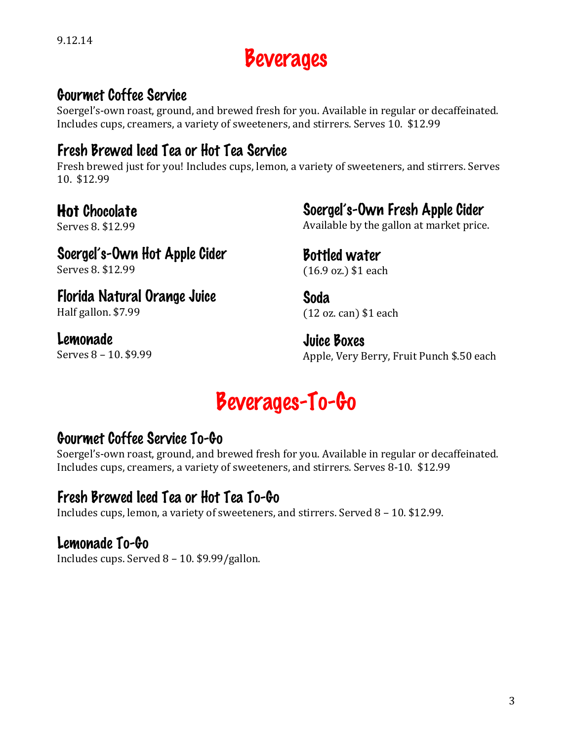9.12.14

# Beverages

## Gourmet Coffee Service

Soergel's-own roast, ground, and brewed fresh for you. Available in regular or decaffeinated. Includes cups, creamers, a variety of sweeteners, and stirrers. Serves 10.  $12.99

## Fresh Brewed Iced Tea or Hot Tea Service

Fresh brewed just for you! Includes cups, lemon, a variety of sweeteners, and stirrers. Serves 10.  $12.99

## Hot Chocolate

Serves 8. $12.99

## Soergel's-Own Hot Apple Cider

Serves 8. $12.99

## Florida Natural Orange Juice

Half gallon. $7.99

## Lemonade

Serves 8 – 10. $9.99

## Soergel's-Own Fresh Apple Cider

Available by the gallon at market price.

## Bottled water

(16.9 oz.) $1 each

## Soda

(12 oz. can) $1 each

## Juice Boxes

Apple, Very Berry, Fruit Punch $.50 each

# Beverages-To-Go

## Gourmet Coffee Service To-Go

Soergel's-own roast, ground, and brewed fresh for you. Available in regular or decaffeinated. Includes cups, creamers, a variety of sweeteners, and stirrers. Serves 8-10.  $12.99

## Fresh Brewed Iced Tea or Hot Tea To-Go

Includes cups, lemon, a variety of sweeteners, and stirrers. Served 8 – 10. $12.99.

## Lemonade To-Go

Includes cups. Served 8 – 10. $9.99/gallon.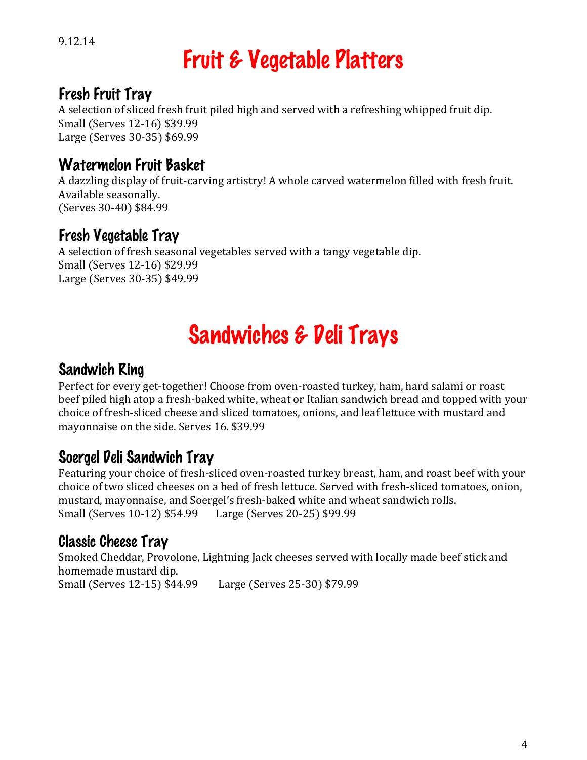9.12.14

# Fruit & Vegetable Platters

## Fresh Fruit Tray

A selection of sliced fresh fruit piled high and served with a refreshing whipped fruit dip.
Small (Serves 12-16) $39.99
Large (Serves 30-35) $69.99

## Watermelon Fruit Basket

A dazzling display of fruit-carving artistry! A whole carved watermelon filled with fresh fruit. Available seasonally.
(Serves 30-40) $84.99

## Fresh Vegetable Tray

A selection of fresh seasonal vegetables served with a tangy vegetable dip.
Small (Serves 12-16) $29.99
Large (Serves 30-35) $49.99

# Sandwiches & Deli Trays

## Sandwich Ring

Perfect for every get-together! Choose from oven-roasted turkey, ham, hard salami or roast beef piled high atop a fresh-baked white, wheat or Italian sandwich bread and topped with your choice of fresh-sliced cheese and sliced tomatoes, onions, and leaf lettuce with mustard and mayonnaise on the side. Serves 16. $39.99

## Soergel Deli Sandwich Tray

Featuring your choice of fresh-sliced oven-roasted turkey breast, ham, and roast beef with your choice of two sliced cheeses on a bed of fresh lettuce. Served with fresh-sliced tomatoes, onion, mustard, mayonnaise, and Soergel's fresh-baked white and wheat sandwich rolls.
Small (Serves 10-12) $54.99 Large (Serves 20-25) $99.99

## Classic Cheese Tray

Smoked Cheddar, Provolone, Lightning Jack cheeses served with locally made beef stick and homemade mustard dip.
Small (Serves 12-15) $44.99 Large (Serves 25-30) $79.99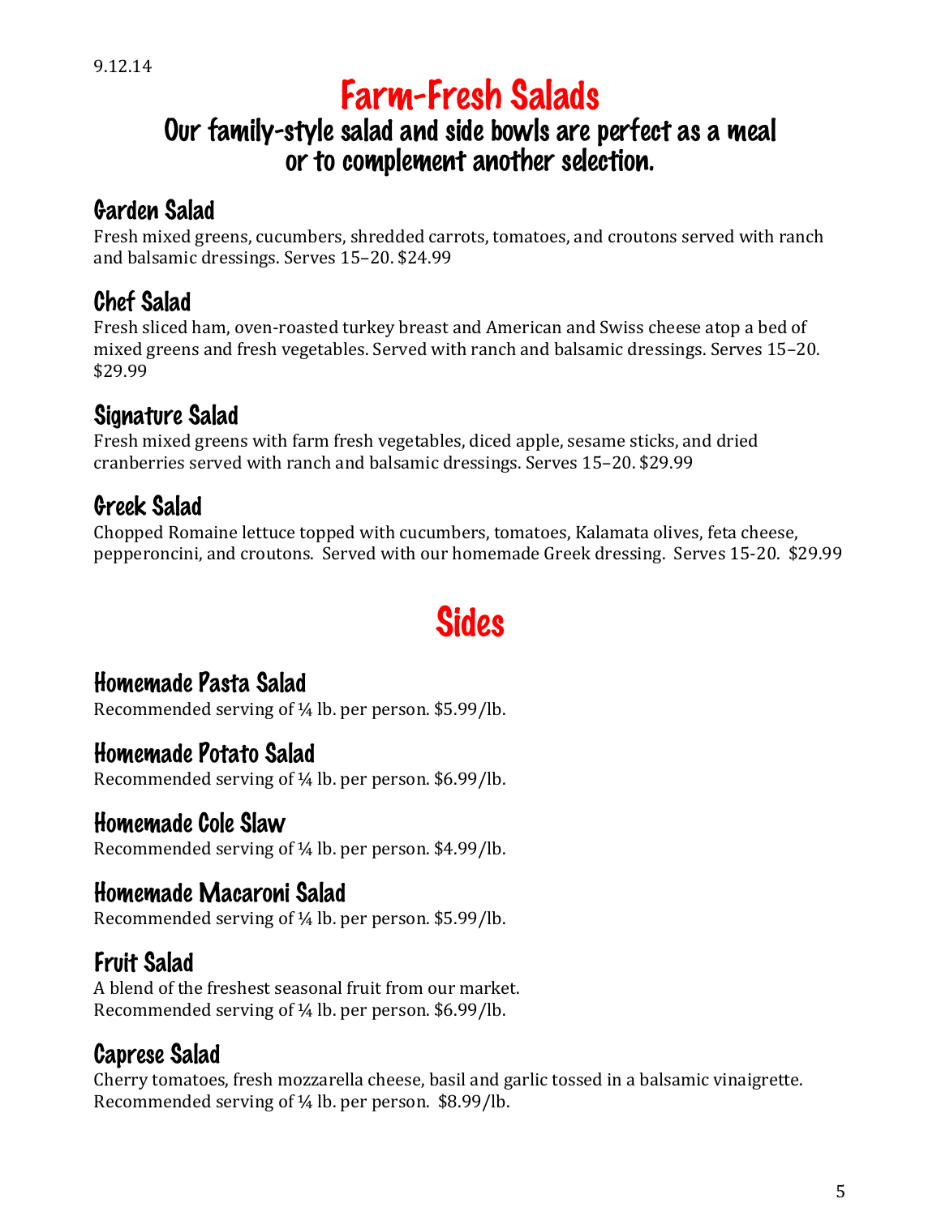9.12.14

# Farm-Fresh Salads

## Our family-style salad and side bowls are perfect as a meal or to complement another selection.

### Garden Salad

Fresh mixed greens, cucumbers, shredded carrots, tomatoes, and croutons served with ranch and balsamic dressings. Serves 15–20. $24.99

### Chef Salad

Fresh sliced ham, oven-roasted turkey breast and American and Swiss cheese atop a bed of mixed greens and fresh vegetables. Served with ranch and balsamic dressings. Serves 15–20. $29.99

### Signature Salad

Fresh mixed greens with farm fresh vegetables, diced apple, sesame sticks, and dried cranberries served with ranch and balsamic dressings. Serves 15–20. $29.99

### Greek Salad

Chopped Romaine lettuce topped with cucumbers, tomatoes, Kalamata olives, feta cheese, pepperoncini, and croutons. Served with our homemade Greek dressing. Serves 15-20. $29.99

# Sides

### Homemade Pasta Salad

Recommended serving of ¼ lb. per person. $5.99/lb.

### Homemade Potato Salad

Recommended serving of ¼ lb. per person. $6.99/lb.

### Homemade Cole Slaw

Recommended serving of ¼ lb. per person. $4.99/lb.

### Homemade Macaroni Salad

Recommended serving of ¼ lb. per person. $5.99/lb.

### Fruit Salad

A blend of the freshest seasonal fruit from our market.
Recommended serving of ¼ lb. per person. $6.99/lb.

### Caprese Salad

Cherry tomatoes, fresh mozzarella cheese, basil and garlic tossed in a balsamic vinaigrette.
Recommended serving of ¼ lb. per person. $8.99/lb.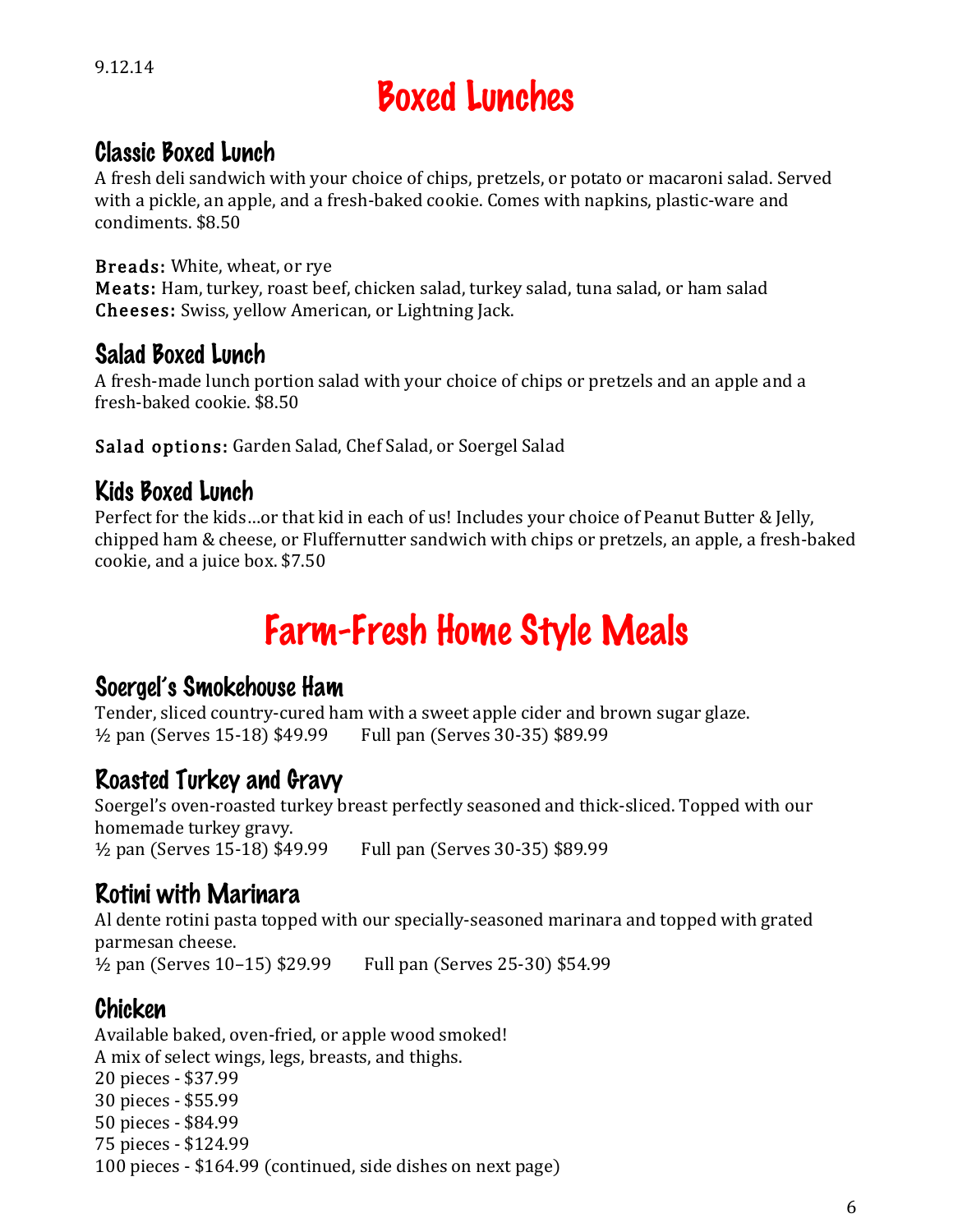9.12.14

# Boxed Lunches

## Classic Boxed Lunch

A fresh deli sandwich with your choice of chips, pretzels, or potato or macaroni salad. Served with a pickle, an apple, and a fresh-baked cookie. Comes with napkins, plastic-ware and condiments. $8.50

**Breads:** White, wheat, or rye
**Meats:** Ham, turkey, roast beef, chicken salad, turkey salad, tuna salad, or ham salad
**Cheeses:** Swiss, yellow American, or Lightning Jack.

## Salad Boxed Lunch

A fresh-made lunch portion salad with your choice of chips or pretzels and an apple and a fresh-baked cookie. $8.50

**Salad options:** Garden Salad, Chef Salad, or Soergel Salad

## Kids Boxed Lunch

Perfect for the kids…or that kid in each of us! Includes your choice of Peanut Butter & Jelly, chipped ham & cheese, or Fluffernutter sandwich with chips or pretzels, an apple, a fresh-baked cookie, and a juice box. $7.50

# Farm-Fresh Home Style Meals

## Soergel's Smokehouse Ham

Tender, sliced country-cured ham with a sweet apple cider and brown sugar glaze.
½ pan (Serves 15-18) $49.99 Full pan (Serves 30-35) $89.99

## Roasted Turkey and Gravy

Soergel's oven-roasted turkey breast perfectly seasoned and thick-sliced. Topped with our homemade turkey gravy.
½ pan (Serves 15-18) $49.99 Full pan (Serves 30-35) $89.99

## Rotini with Marinara

Al dente rotini pasta topped with our specially-seasoned marinara and topped with grated parmesan cheese.
½ pan (Serves 10–15) $29.99 Full pan (Serves 25-30) $54.99

## Chicken

Available baked, oven-fried, or apple wood smoked!
A mix of select wings, legs, breasts, and thighs.
20 pieces - $37.99
30 pieces - $55.99
50 pieces - $84.99
75 pieces - $124.99
100 pieces - $164.99 (continued, side dishes on next page)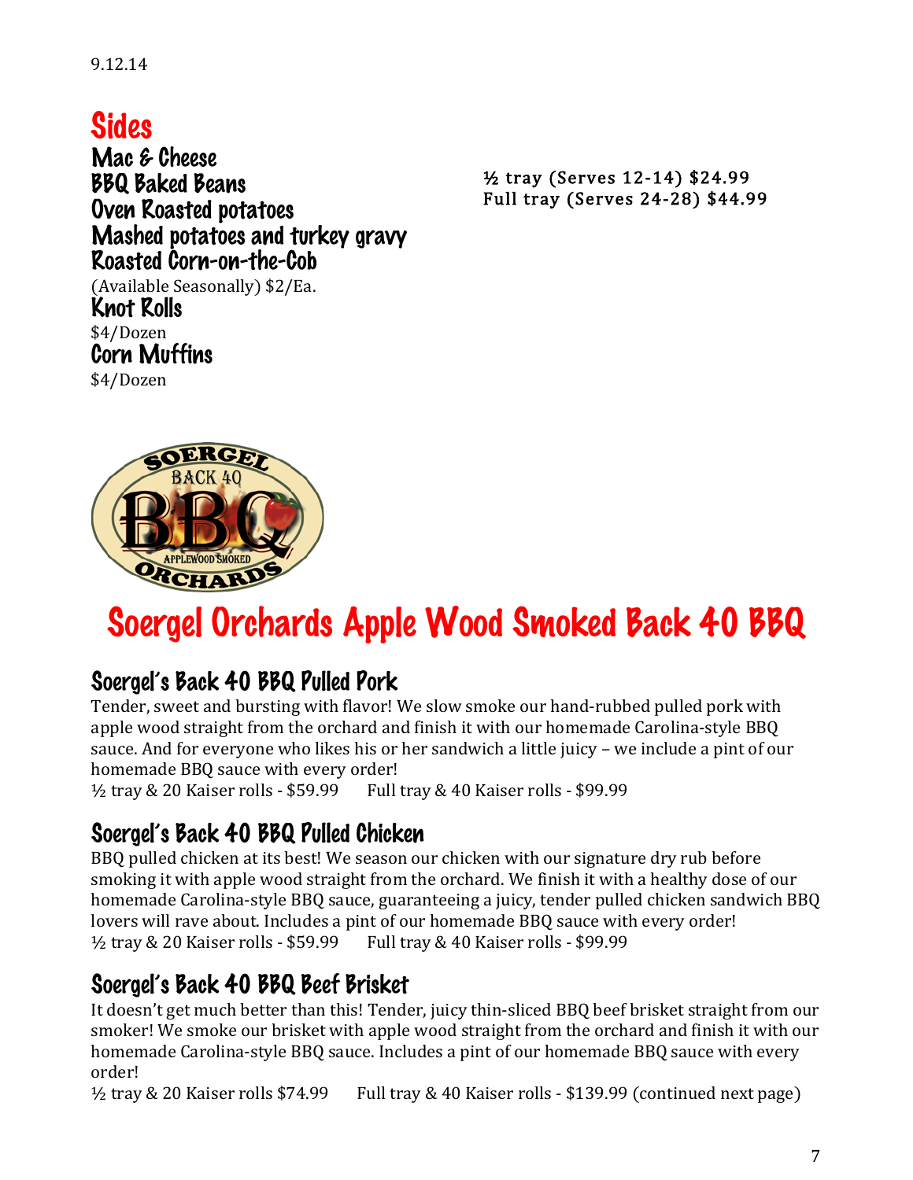9.12.14

# Sides

**Mac & Cheese**
**BBQ Baked Beans**
**Oven Roasted potatoes**
**Mashed potatoes and turkey gravy**

½ tray (Serves 12-14) $24.99
Full tray (Serves 24-28) $44.99

**Roasted Corn-on-the-Cob**
(Available Seasonally) $2/Ea.

**Knot Rolls**
$4/Dozen

**Corn Muffins**
$4/Dozen

# Soergel Orchards Apple Wood Smoked Back 40 BBQ

## Soergel's Back 40 BBQ Pulled Pork

Tender, sweet and bursting with flavor! We slow smoke our hand-rubbed pulled pork with apple wood straight from the orchard and finish it with our homemade Carolina-style BBQ sauce. And for everyone who likes his or her sandwich a little juicy – we include a pint of our homemade BBQ sauce with every order!

½ tray & 20 Kaiser rolls - $59.99 Full tray & 40 Kaiser rolls - $99.99

## Soergel's Back 40 BBQ Pulled Chicken

BBQ pulled chicken at its best! We season our chicken with our signature dry rub before smoking it with apple wood straight from the orchard. We finish it with a healthy dose of our homemade Carolina-style BBQ sauce, guaranteeing a juicy, tender pulled chicken sandwich BBQ lovers will rave about. Includes a pint of our homemade BBQ sauce with every order!

½ tray & 20 Kaiser rolls - $59.99 Full tray & 40 Kaiser rolls - $99.99

## Soergel's Back 40 BBQ Beef Brisket

It doesn't get much better than this! Tender, juicy thin-sliced BBQ beef brisket straight from our smoker! We smoke our brisket with apple wood straight from the orchard and finish it with our homemade Carolina-style BBQ sauce. Includes a pint of our homemade BBQ sauce with every order!

½ tray & 20 Kaiser rolls $74.99 Full tray & 40 Kaiser rolls - $139.99 (continued next page)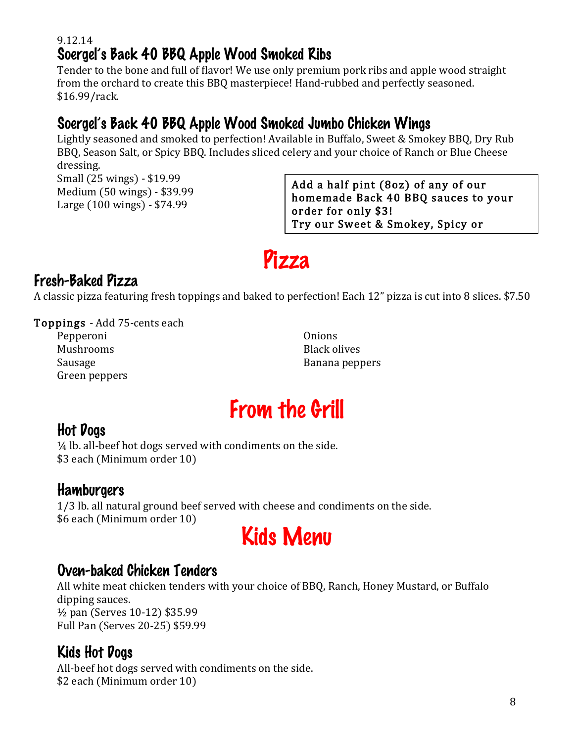9.12.14

### Soergel's Back 40 BBQ Apple Wood Smoked Ribs

Tender to the bone and full of flavor! We use only premium pork ribs and apple wood straight from the orchard to create this BBQ masterpiece! Hand-rubbed and perfectly seasoned. $16.99/rack.

### Soergel's Back 40 BBQ Apple Wood Smoked Jumbo Chicken Wings

Lightly seasoned and smoked to perfection! Available in Buffalo, Sweet & Smokey BBQ, Dry Rub BBQ, Season Salt, or Spicy BBQ. Includes sliced celery and your choice of Ranch or Blue Cheese dressing.

Small (25 wings) - $19.99
Medium (50 wings) - $39.99
Large (100 wings) - $74.99

**Add a half pint (8oz) of any of our homemade Back 40 BBQ sauces to your order for only $3! Try our Sweet & Smokey, Spicy or**

## Pizza

### Fresh-Baked Pizza

A classic pizza featuring fresh toppings and baked to perfection! Each 12" pizza is cut into 8 slices. $7.50

**Toppings** - Add 75-cents each

- Pepperoni
- Mushrooms
- Sausage
- Green peppers
- Onions
- Black olives
- Banana peppers

## From the Grill

### Hot Dogs

¼ lb. all-beef hot dogs served with condiments on the side.
$3 each (Minimum order 10)

### Hamburgers

1/3 lb. all natural ground beef served with cheese and condiments on the side.
$6 each (Minimum order 10)

## Kids Menu

### Oven-baked Chicken Tenders

All white meat chicken tenders with your choice of BBQ, Ranch, Honey Mustard, or Buffalo dipping sauces.
½ pan (Serves 10-12) $35.99
Full Pan (Serves 20-25) $59.99

### Kids Hot Dogs

All-beef hot dogs served with condiments on the side.
$2 each (Minimum order 10)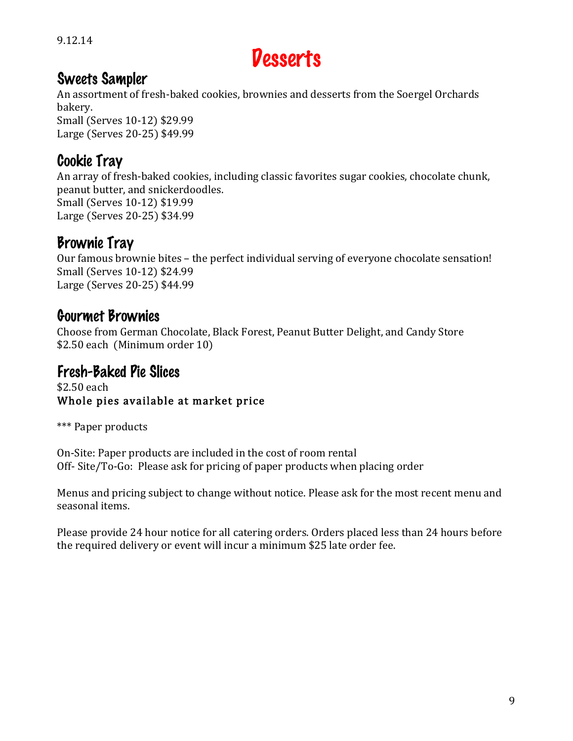9.12.14

# Desserts

## Sweets Sampler

An assortment of fresh-baked cookies, brownies and desserts from the Soergel Orchards bakery.
Small (Serves 10-12) $29.99
Large (Serves 20-25) $49.99

## Cookie Tray

An array of fresh-baked cookies, including classic favorites sugar cookies, chocolate chunk, peanut butter, and snickerdoodles.
Small (Serves 10-12) $19.99
Large (Serves 20-25) $34.99

## Brownie Tray

Our famous brownie bites – the perfect individual serving of everyone chocolate sensation!
Small (Serves 10-12) $24.99
Large (Serves 20-25) $44.99

## Gourmet Brownies

Choose from German Chocolate, Black Forest, Peanut Butter Delight, and Candy Store
$2.50 each (Minimum order 10)

## Fresh-Baked Pie Slices

$2.50 each
**Whole pies available at market price**

*** Paper products

On-Site: Paper products are included in the cost of room rental
Off- Site/To-Go: Please ask for pricing of paper products when placing order

Menus and pricing subject to change without notice. Please ask for the most recent menu and seasonal items.

Please provide 24 hour notice for all catering orders. Orders placed less than 24 hours before the required delivery or event will incur a minimum $25 late order fee.